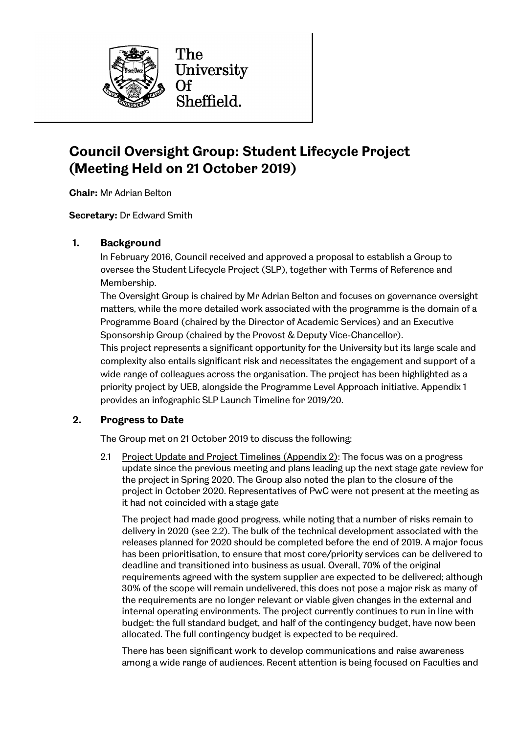The University Of Sheffield.

# Council Oversight Group: Student Lifecycle Project (Meeting Held on 21 October 2019)

**Chair:** Mr Adrian Belton

**Secretary:** Dr Edward Smith

## 1. Background

In February 2016, Council received and approved a proposal to establish a Group to oversee the Student Lifecycle Project (SLP), together with Terms of Reference and Membership.

The Oversight Group is chaired by Mr Adrian Belton and focuses on governance oversight matters, while the more detailed work associated with the programme is the domain of a Programme Board (chaired by the Director of Academic Services) and an Executive Sponsorship Group (chaired by the Provost & Deputy Vice-Chancellor).

This project represents a significant opportunity for the University but its large scale and complexity also entails significant risk and necessitates the engagement and support of a wide range of colleagues across the organisation. The project has been highlighted as a priority project by UEB, alongside the Programme Level Approach initiative. Appendix 1 provides an infographic SLP Launch Timeline for 2019/20.

## 2. Progress to Date

The Group met on 21 October 2019 to discuss the following:

2.1 Project Update and Project Timelines (Appendix 2): The focus was on a progress update since the previous meeting and plans leading up the next stage gate review for the project in Spring 2020. The Group also noted the plan to the closure of the project in October 2020. Representatives of PwC were not present at the meeting as it had not coincided with a stage gate

The project had made good progress, while noting that a number of risks remain to delivery in 2020 (see 2.2). The bulk of the technical development associated with the releases planned for 2020 should be completed before the end of 2019. A major focus has been prioritisation, to ensure that most core/priority services can be delivered to deadline and transitioned into business as usual. Overall, 70% of the original requirements agreed with the system supplier are expected to be delivered; although 30% of the scope will remain undelivered, this does not pose a major risk as many of the requirements are no longer relevant or viable given changes in the external and internal operating environments. The project currently continues to run in line with budget: the full standard budget, and half of the contingency budget, have now been allocated. The full contingency budget is expected to be required.

There has been significant work to develop communications and raise awareness among a wide range of audiences. Recent attention is being focused on Faculties and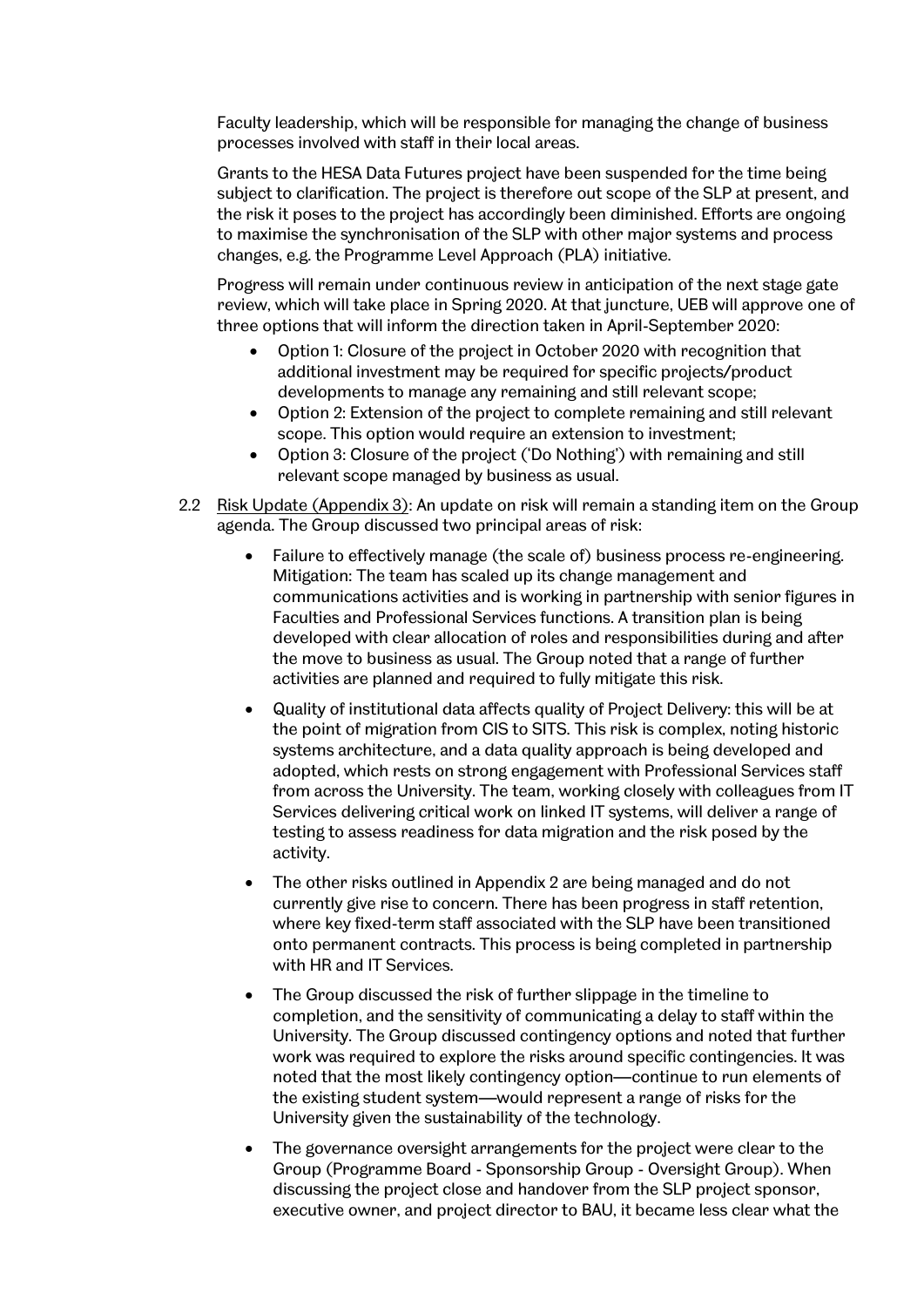Faculty leadership, which will be responsible for managing the change of business processes involved with staff in their local areas.

Grants to the HESA Data Futures project have been suspended for the time being subject to clarification. The project is therefore out scope of the SLP at present, and the risk it poses to the project has accordingly been diminished. Efforts are ongoing to maximise the synchronisation of the SLP with other major systems and process changes, e.g. the Programme Level Approach (PLA) initiative.

Progress will remain under continuous review in anticipation of the next stage gate review, which will take place in Spring 2020. At that juncture, UEB will approve one of three options that will inform the direction taken in April-September 2020:

- Option 1: Closure of the project in October 2020 with recognition that additional investment may be required for specific projects/product developments to manage any remaining and still relevant scope;
- Option 2: Extension of the project to complete remaining and still relevant scope. This option would require an extension to investment;
- Option 3: Closure of the project ('Do Nothing') with remaining and still relevant scope managed by business as usual.

2.2 Risk Update (Appendix 3): An update on risk will remain a standing item on the Group agenda. The Group discussed two principal areas of risk:

- Failure to effectively manage (the scale of) business process re-engineering. Mitigation: The team has scaled up its change management and communications activities and is working in partnership with senior figures in Faculties and Professional Services functions. A transition plan is being developed with clear allocation of roles and responsibilities during and after the move to business as usual. The Group noted that a range of further activities are planned and required to fully mitigate this risk.
- Quality of institutional data affects quality of Project Delivery: this will be at the point of migration from CIS to SITS. This risk is complex, noting historic systems architecture, and a data quality approach is being developed and adopted, which rests on strong engagement with Professional Services staff from across the University. The team, working closely with colleagues from IT Services delivering critical work on linked IT systems, will deliver a range of testing to assess readiness for data migration and the risk posed by the activity.
- The other risks outlined in Appendix 2 are being managed and do not currently give rise to concern. There has been progress in staff retention, where key fixed-term staff associated with the SLP have been transitioned onto permanent contracts. This process is being completed in partnership with HR and IT Services.
- The Group discussed the risk of further slippage in the timeline to completion, and the sensitivity of communicating a delay to staff within the University. The Group discussed contingency options and noted that further work was required to explore the risks around specific contingencies. It was noted that the most likely contingency option—continue to run elements of the existing student system—would represent a range of risks for the University given the sustainability of the technology.
- The governance oversight arrangements for the project were clear to the Group (Programme Board - Sponsorship Group - Oversight Group). When discussing the project close and handover from the SLP project sponsor, executive owner, and project director to BAU, it became less clear what the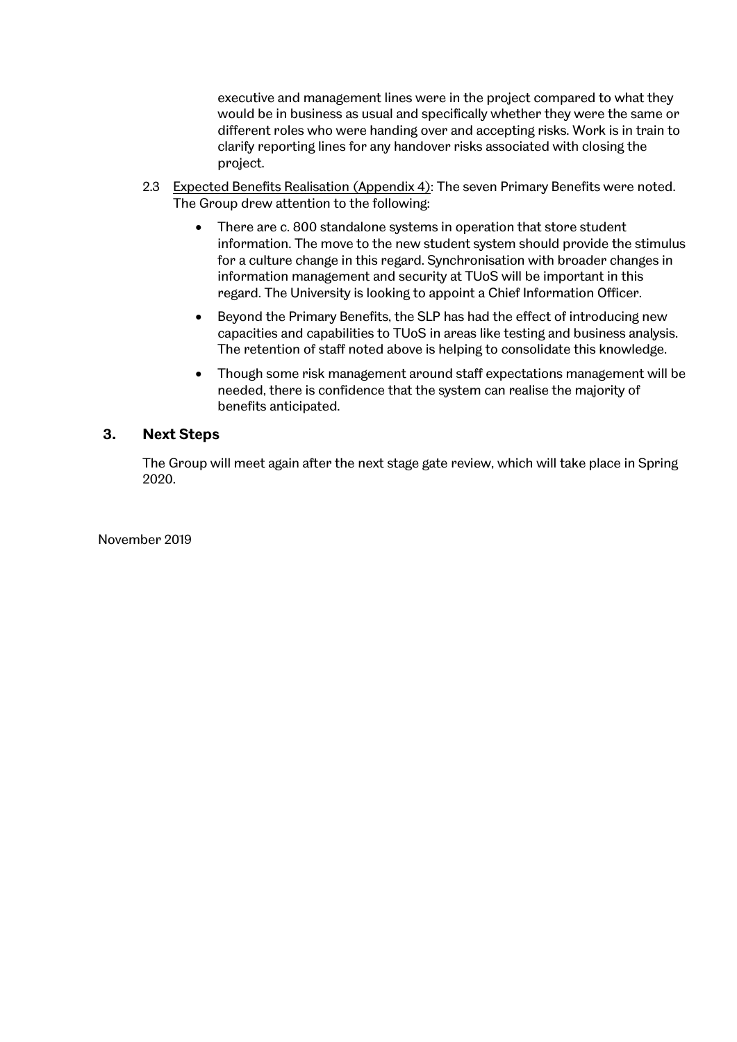executive and management lines were in the project compared to what they would be in business as usual and specifically whether they were the same or different roles who were handing over and accepting risks. Work is in train to clarify reporting lines for any handover risks associated with closing the project.

2.3 Expected Benefits Realisation (Appendix 4): The seven Primary Benefits were noted. The Group drew attention to the following:

- There are c. 800 standalone systems in operation that store student information. The move to the new student system should provide the stimulus for a culture change in this regard. Synchronisation with broader changes in information management and security at TUoS will be important in this regard. The University is looking to appoint a Chief Information Officer.
- Beyond the Primary Benefits, the SLP has had the effect of introducing new capacities and capabilities to TUoS in areas like testing and business analysis. The retention of staff noted above is helping to consolidate this knowledge.
- Though some risk management around staff expectations management will be needed, there is confidence that the system can realise the majority of benefits anticipated.

## 3. Next Steps

The Group will meet again after the next stage gate review, which will take place in Spring 2020.

November 2019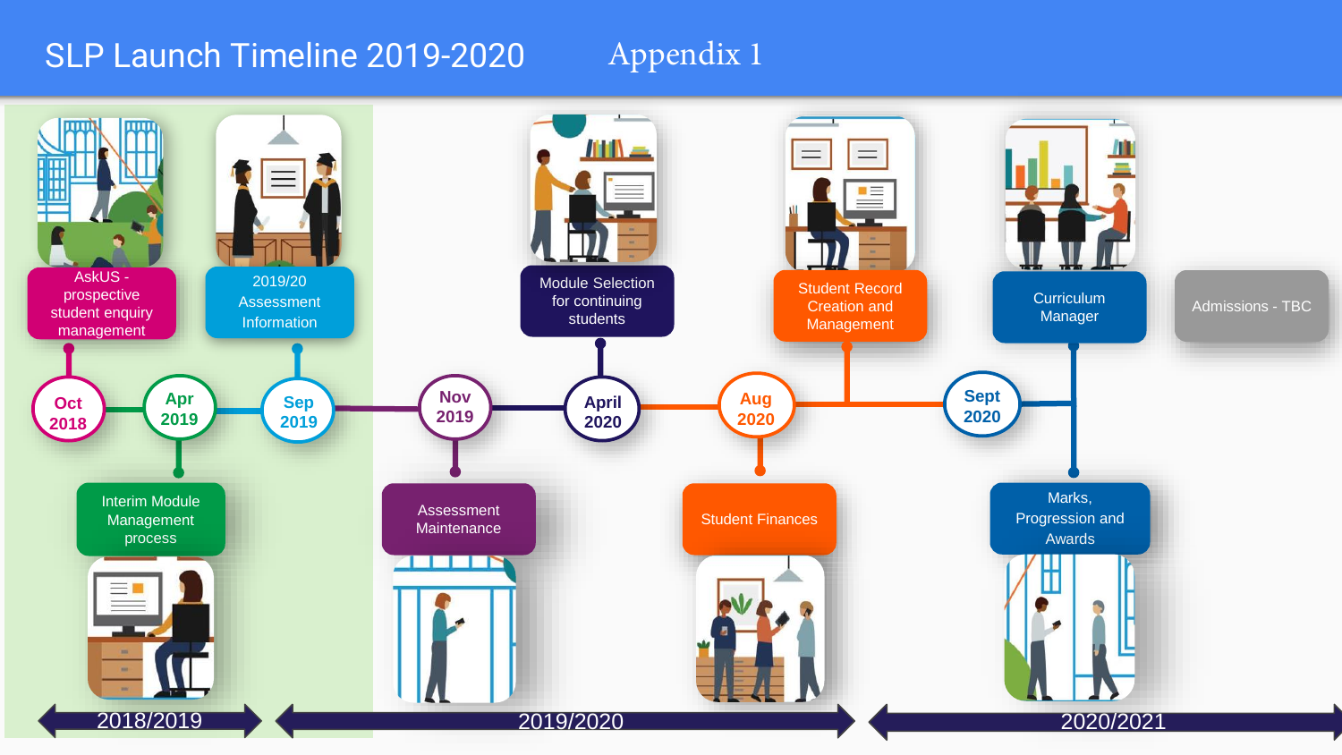# SLP Launch Timeline 2019-2020

Appendix 1

- **Oct 2018** – AskUS - prospective student enquiry management
- **Apr 2019** – Interim Module Management process
- **Sep 2019** – 2019/20 Assessment Information
- **Nov 2019** – Assessment Maintenance
- **April 2020** – Module Selection for continuing students
- **Aug 2020** – Student Record Creation and Management; Student Finances
- **Sept 2020** – Curriculum Manager; Marks, Progression and Awards
- Admissions - TBC

2018/2019 | 2019/2020 | 2020/2021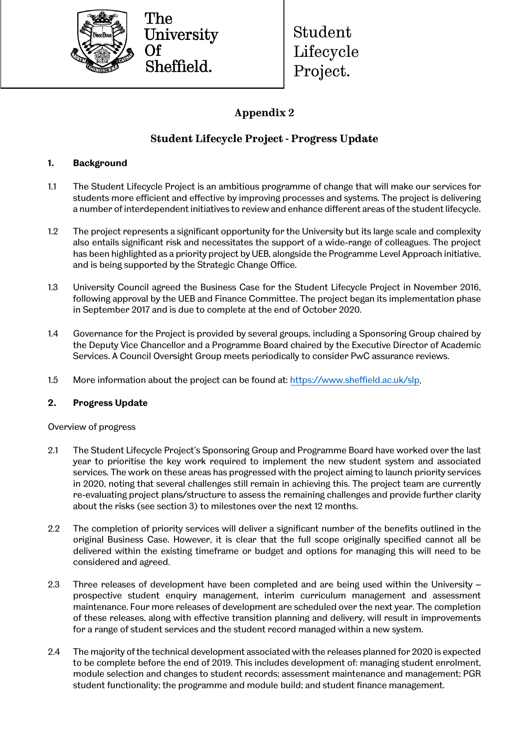The University Of Sheffield.

Student Lifecycle Project.

## Appendix 2

## Student Lifecycle Project - Progress Update

### 1. Background

1.1 The Student Lifecycle Project is an ambitious programme of change that will make our services for students more efficient and effective by improving processes and systems. The project is delivering a number of interdependent initiatives to review and enhance different areas of the student lifecycle.

1.2 The project represents a significant opportunity for the University but its large scale and complexity also entails significant risk and necessitates the support of a wide-range of colleagues. The project has been highlighted as a priority project by UEB, alongside the Programme Level Approach initiative, and is being supported by the Strategic Change Office.

1.3 University Council agreed the Business Case for the Student Lifecycle Project in November 2016, following approval by the UEB and Finance Committee. The project began its implementation phase in September 2017 and is due to complete at the end of October 2020.

1.4 Governance for the Project is provided by several groups, including a Sponsoring Group chaired by the Deputy Vice Chancellor and a Programme Board chaired by the Executive Director of Academic Services. A Council Oversight Group meets periodically to consider PwC assurance reviews.

1.5 More information about the project can be found at: [https://www.sheffield.ac.uk/slp](https://www.sheffield.ac.uk/slp).

### 2. Progress Update

Overview of progress

2.1 The Student Lifecycle Project's Sponsoring Group and Programme Board have worked over the last year to prioritise the key work required to implement the new student system and associated services. The work on these areas has progressed with the project aiming to launch priority services in 2020, noting that several challenges still remain in achieving this. The project team are currently re-evaluating project plans/structure to assess the remaining challenges and provide further clarity about the risks (see section 3) to milestones over the next 12 months.

2.2 The completion of priority services will deliver a significant number of the benefits outlined in the original Business Case. However, it is clear that the full scope originally specified cannot all be delivered within the existing timeframe or budget and options for managing this will need to be considered and agreed.

2.3 Three releases of development have been completed and are being used within the University – prospective student enquiry management, interim curriculum management and assessment maintenance. Four more releases of development are scheduled over the next year. The completion of these releases, along with effective transition planning and delivery, will result in improvements for a range of student services and the student record managed within a new system.

2.4 The majority of the technical development associated with the releases planned for 2020 is expected to be complete before the end of 2019. This includes development of: managing student enrolment, module selection and changes to student records; assessment maintenance and management; PGR student functionality; the programme and module build; and student finance management.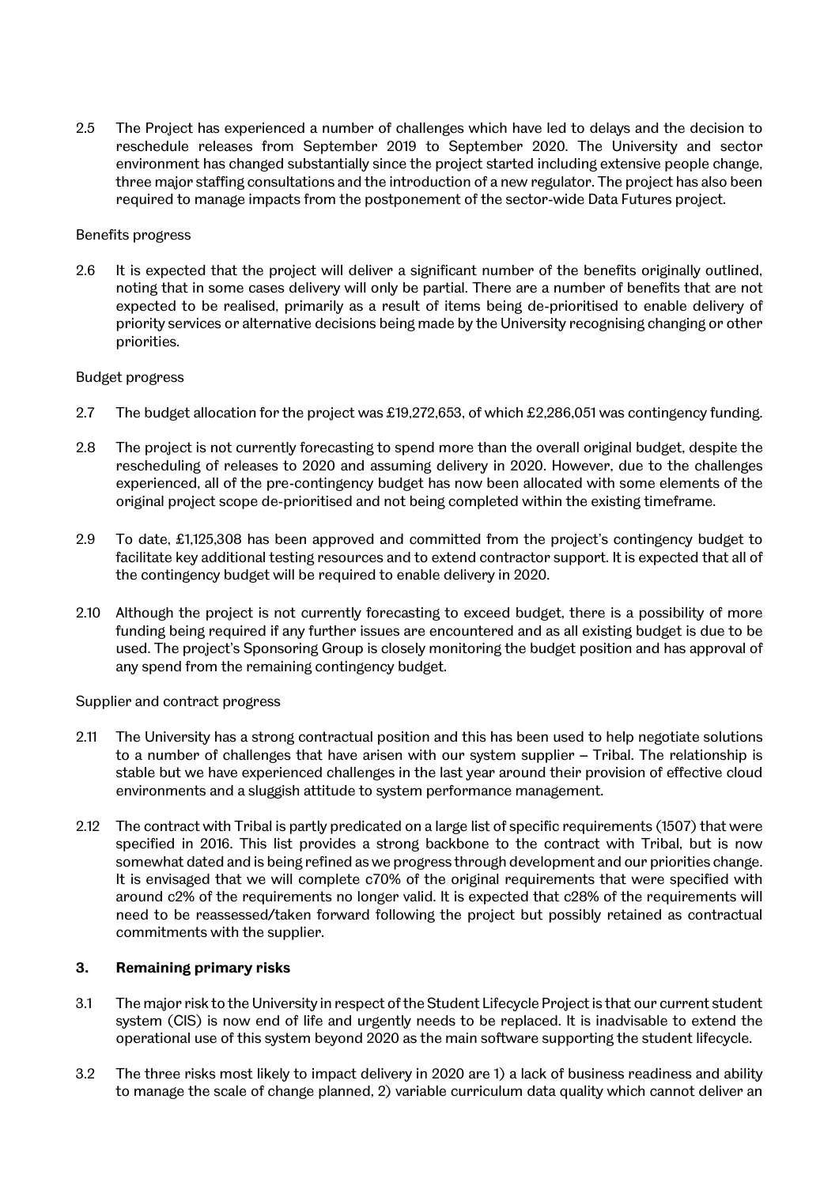2.5 The Project has experienced a number of challenges which have led to delays and the decision to reschedule releases from September 2019 to September 2020. The University and sector environment has changed substantially since the project started including extensive people change, three major staffing consultations and the introduction of a new regulator. The project has also been required to manage impacts from the postponement of the sector-wide Data Futures project.

Benefits progress

2.6 It is expected that the project will deliver a significant number of the benefits originally outlined, noting that in some cases delivery will only be partial. There are a number of benefits that are not expected to be realised, primarily as a result of items being de-prioritised to enable delivery of priority services or alternative decisions being made by the University recognising changing or other priorities.

Budget progress

2.7 The budget allocation for the project was £19,272,653, of which £2,286,051 was contingency funding.

2.8 The project is not currently forecasting to spend more than the overall original budget, despite the rescheduling of releases to 2020 and assuming delivery in 2020. However, due to the challenges experienced, all of the pre-contingency budget has now been allocated with some elements of the original project scope de-prioritised and not being completed within the existing timeframe.

2.9 To date, £1,125,308 has been approved and committed from the project's contingency budget to facilitate key additional testing resources and to extend contractor support. It is expected that all of the contingency budget will be required to enable delivery in 2020.

2.10 Although the project is not currently forecasting to exceed budget, there is a possibility of more funding being required if any further issues are encountered and as all existing budget is due to be used. The project's Sponsoring Group is closely monitoring the budget position and has approval of any spend from the remaining contingency budget.

Supplier and contract progress

2.11 The University has a strong contractual position and this has been used to help negotiate solutions to a number of challenges that have arisen with our system supplier – Tribal. The relationship is stable but we have experienced challenges in the last year around their provision of effective cloud environments and a sluggish attitude to system performance management.

2.12 The contract with Tribal is partly predicated on a large list of specific requirements (1507) that were specified in 2016. This list provides a strong backbone to the contract with Tribal, but is now somewhat dated and is being refined as we progress through development and our priorities change. It is envisaged that we will complete c70% of the original requirements that were specified with around c2% of the requirements no longer valid. It is expected that c28% of the requirements will need to be reassessed/taken forward following the project but possibly retained as contractual commitments with the supplier.

## 3. Remaining primary risks

3.1 The major risk to the University in respect of the Student Lifecycle Project is that our current student system (CIS) is now end of life and urgently needs to be replaced. It is inadvisable to extend the operational use of this system beyond 2020 as the main software supporting the student lifecycle.

3.2 The three risks most likely to impact delivery in 2020 are 1) a lack of business readiness and ability to manage the scale of change planned, 2) variable curriculum data quality which cannot deliver an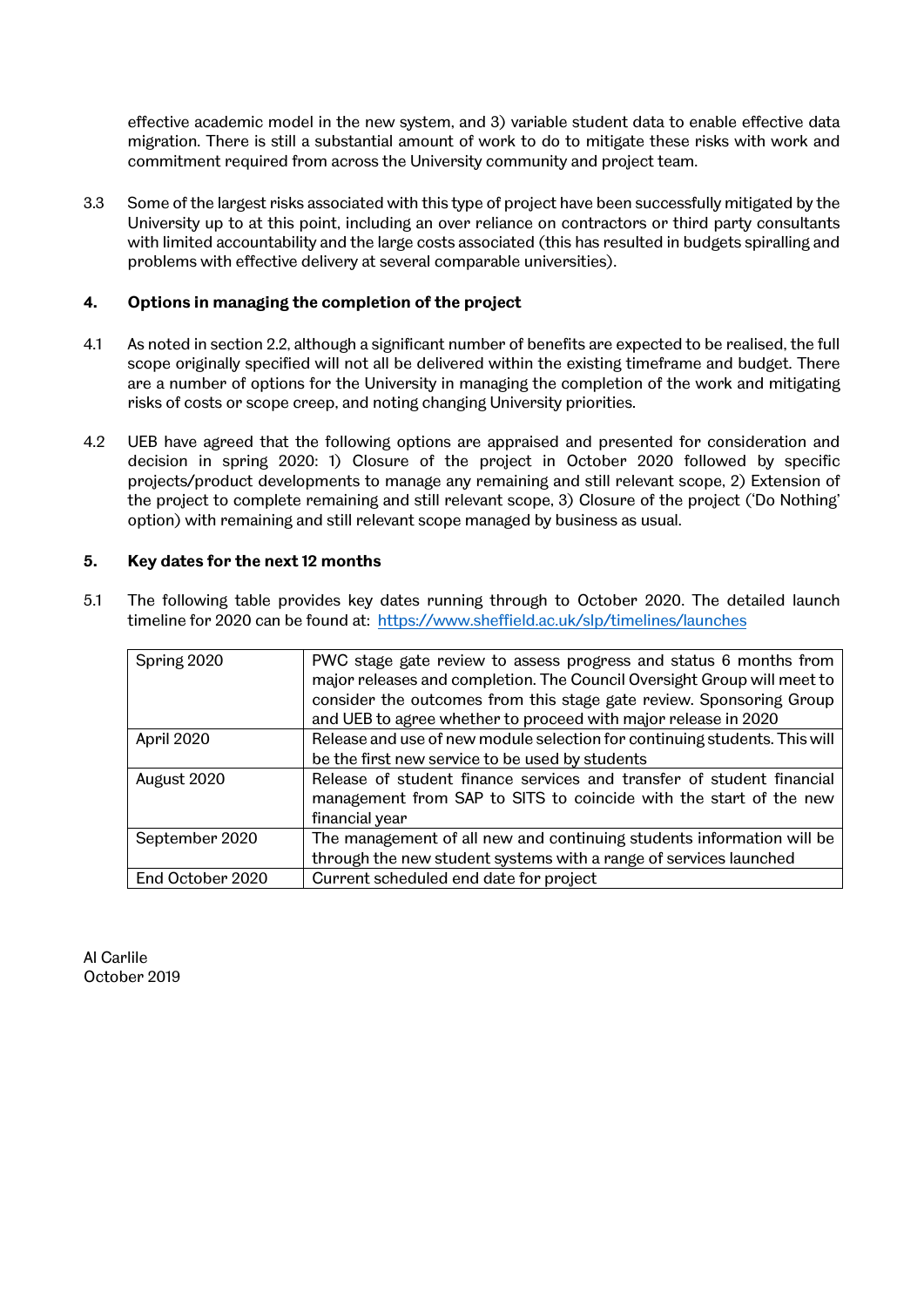effective academic model in the new system, and 3) variable student data to enable effective data migration. There is still a substantial amount of work to do to mitigate these risks with work and commitment required from across the University community and project team.

3.3 Some of the largest risks associated with this type of project have been successfully mitigated by the University up to at this point, including an over reliance on contractors or third party consultants with limited accountability and the large costs associated (this has resulted in budgets spiralling and problems with effective delivery at several comparable universities).

## 4. Options in managing the completion of the project

4.1 As noted in section 2.2, although a significant number of benefits are expected to be realised, the full scope originally specified will not all be delivered within the existing timeframe and budget. There are a number of options for the University in managing the completion of the work and mitigating risks of costs or scope creep, and noting changing University priorities.

4.2 UEB have agreed that the following options are appraised and presented for consideration and decision in spring 2020: 1) Closure of the project in October 2020 followed by specific projects/product developments to manage any remaining and still relevant scope, 2) Extension of the project to complete remaining and still relevant scope, 3) Closure of the project ('Do Nothing' option) with remaining and still relevant scope managed by business as usual.

## 5. Key dates for the next 12 months

5.1 The following table provides key dates running through to October 2020. The detailed launch timeline for 2020 can be found at: [https://www.sheffield.ac.uk/slp/timelines/launches](https://www.sheffield.ac.uk/slp/timelines/launches)

| | |
|---|---|
| Spring 2020 | PWC stage gate review to assess progress and status 6 months from major releases and completion. The Council Oversight Group will meet to consider the outcomes from this stage gate review. Sponsoring Group and UEB to agree whether to proceed with major release in 2020 |
| April 2020 | Release and use of new module selection for continuing students. This will be the first new service to be used by students |
| August 2020 | Release of student finance services and transfer of student financial management from SAP to SITS to coincide with the start of the new financial year |
| September 2020 | The management of all new and continuing students information will be through the new student systems with a range of services launched |
| End October 2020 | Current scheduled end date for project |

Al Carlile
October 2019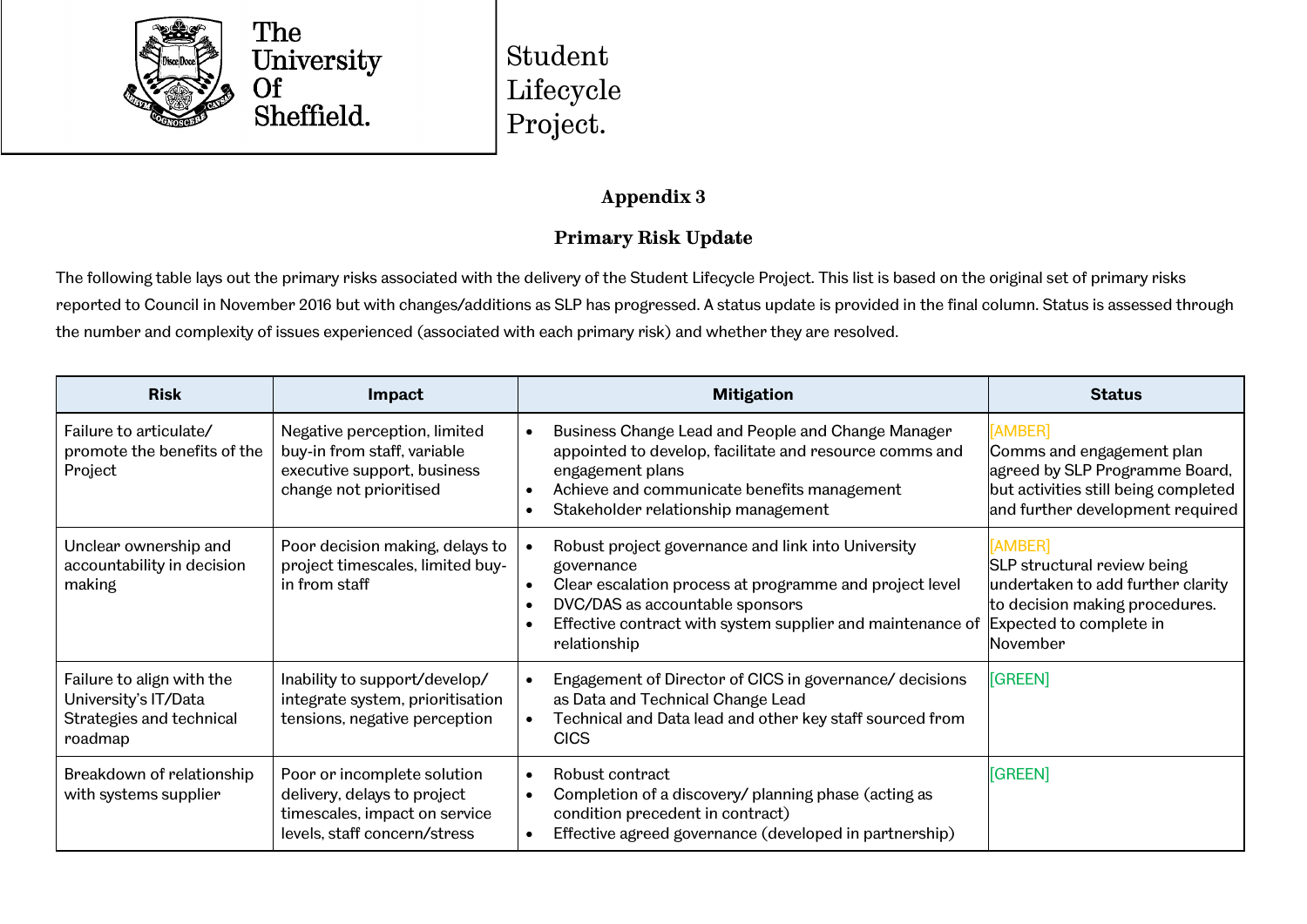The University Of Sheffield.

Student Lifecycle Project.

## Appendix 3

### Primary Risk Update

The following table lays out the primary risks associated with the delivery of the Student Lifecycle Project. This list is based on the original set of primary risks reported to Council in November 2016 but with changes/additions as SLP has progressed. A status update is provided in the final column. Status is assessed through the number and complexity of issues experienced (associated with each primary risk) and whether they are resolved.

| Risk | Impact | Mitigation | Status |
|---|---|---|---|
| Failure to articulate/ promote the benefits of the Project | Negative perception, limited buy-in from staff, variable executive support, business change not prioritised | • Business Change Lead and People and Change Manager appointed to develop, facilitate and resource comms and engagement plans<br>• Achieve and communicate benefits management<br>• Stakeholder relationship management | [AMBER]<br>Comms and engagement plan agreed by SLP Programme Board, but activities still being completed and further development required |
| Unclear ownership and accountability in decision making | Poor decision making, delays to project timescales, limited buy-in from staff | • Robust project governance and link into University governance<br>• Clear escalation process at programme and project level<br>• DVC/DAS as accountable sponsors<br>• Effective contract with system supplier and maintenance of relationship | [AMBER]<br>SLP structural review being undertaken to add further clarity to decision making procedures. Expected to complete in November |
| Failure to align with the University's IT/Data Strategies and technical roadmap | Inability to support/develop/ integrate system, prioritisation tensions, negative perception | • Engagement of Director of CICS in governance/ decisions as Data and Technical Change Lead<br>• Technical and Data lead and other key staff sourced from CICS | [GREEN] |
| Breakdown of relationship with systems supplier | Poor or incomplete solution delivery, delays to project timescales, impact on service levels, staff concern/stress | • Robust contract<br>• Completion of a discovery/ planning phase (acting as condition precedent in contract)<br>• Effective agreed governance (developed in partnership) | [GREEN] |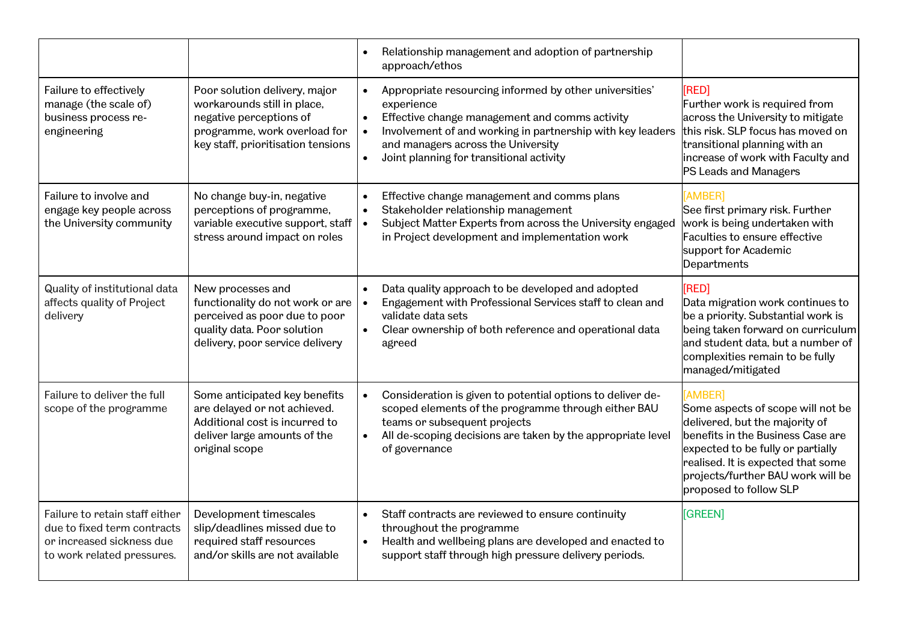| | | | |
|---|---|---|---|
| | | • Relationship management and adoption of partnership approach/ethos | |
| Failure to effectively manage (the scale of) business process re-engineering | Poor solution delivery, major workarounds still in place, negative perceptions of programme, work overload for key staff, prioritisation tensions | • Appropriate resourcing informed by other universities' experience<br>• Effective change management and comms activity<br>• Involvement of and working in partnership with key leaders and managers across the University<br>• Joint planning for transitional activity | [RED]<br>Further work is required from across the University to mitigate this risk. SLP focus has moved on transitional planning with an increase of work with Faculty and PS Leads and Managers |
| Failure to involve and engage key people across the University community | No change buy-in, negative perceptions of programme, variable executive support, staff stress around impact on roles | • Effective change management and comms plans<br>• Stakeholder relationship management<br>• Subject Matter Experts from across the University engaged in Project development and implementation work | [AMBER]<br>See first primary risk. Further work is being undertaken with Faculties to ensure effective support for Academic Departments |
| Quality of institutional data affects quality of Project delivery | New processes and functionality do not work or are perceived as poor due to poor quality data. Poor solution delivery, poor service delivery | • Data quality approach to be developed and adopted<br>• Engagement with Professional Services staff to clean and validate data sets<br>• Clear ownership of both reference and operational data agreed | [RED]<br>Data migration work continues to be a priority. Substantial work is being taken forward on curriculum and student data, but a number of complexities remain to be fully managed/mitigated |
| Failure to deliver the full scope of the programme | Some anticipated key benefits are delayed or not achieved. Additional cost is incurred to deliver large amounts of the original scope | • Consideration is given to potential options to deliver de-scoped elements of the programme through either BAU teams or subsequent projects<br>• All de-scoping decisions are taken by the appropriate level of governance | [AMBER]<br>Some aspects of scope will not be delivered, but the majority of benefits in the Business Case are expected to be fully or partially realised. It is expected that some projects/further BAU work will be proposed to follow SLP |
| Failure to retain staff either due to fixed term contracts or increased sickness due to work related pressures. | Development timescales slip/deadlines missed due to required staff resources and/or skills are not available | • Staff contracts are reviewed to ensure continuity throughout the programme<br>• Health and wellbeing plans are developed and enacted to support staff through high pressure delivery periods. | [GREEN] |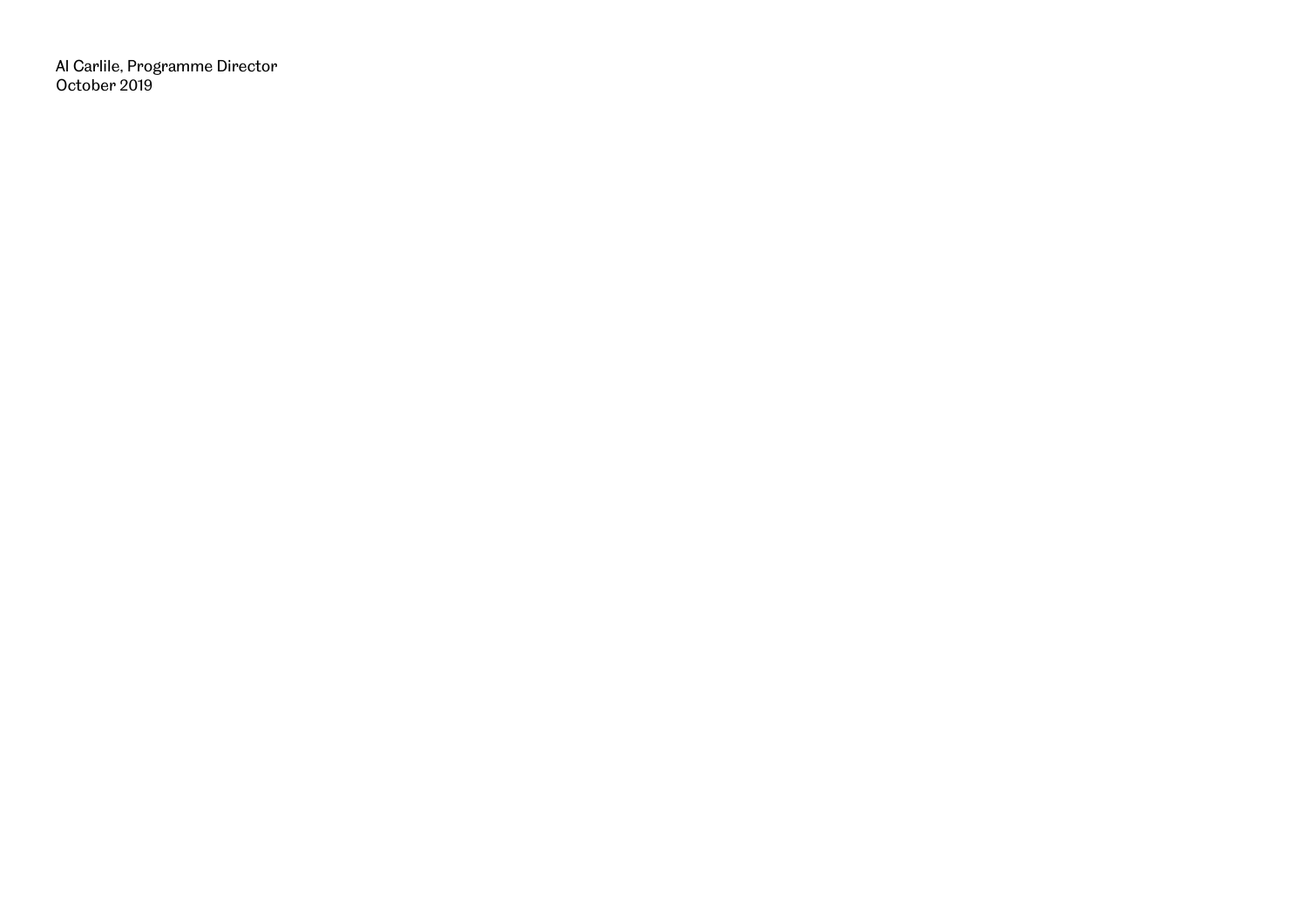Al Carlile, Programme Director
October 2019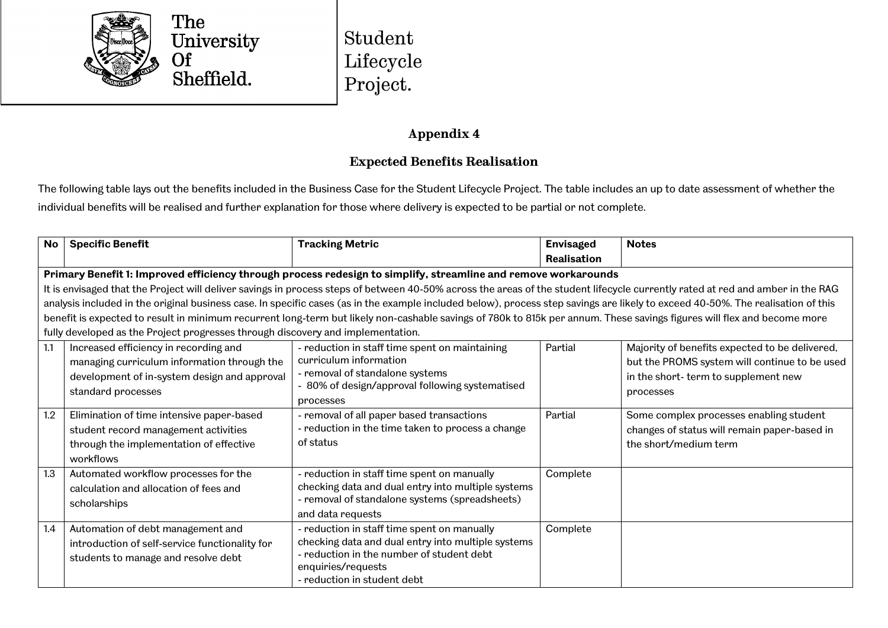The University Of Sheffield.

Student Lifecycle Project.

## Appendix 4

### Expected Benefits Realisation

The following table lays out the benefits included in the Business Case for the Student Lifecycle Project. The table includes an up to date assessment of whether the individual benefits will be realised and further explanation for those where delivery is expected to be partial or not complete.

| No | Specific Benefit | Tracking Metric | Envisaged Realisation | Notes |
|---|---|---|---|---|
| **Primary Benefit 1: Improved efficiency through process redesign to simplify, streamline and remove workarounds**<br>It is envisaged that the Project will deliver savings in process steps of between 40-50% across the areas of the student lifecycle currently rated at red and amber in the RAG analysis included in the original business case. In specific cases (as in the example included below), process step savings are likely to exceed 40-50%. The realisation of this benefit is expected to result in minimum recurrent long-term but likely non-cashable savings of 780k to 815k per annum. These savings figures will flex and become more fully developed as the Project progresses through discovery and implementation. | | | | |
| 1.1 | Increased efficiency in recording and managing curriculum information through the development of in-system design and approval standard processes | - reduction in staff time spent on maintaining curriculum information<br>- removal of standalone systems<br>- 80% of design/approval following systematised processes | Partial | Majority of benefits expected to be delivered, but the PROMS system will continue to be used in the short- term to supplement new processes |
| 1.2 | Elimination of time intensive paper-based student record management activities through the implementation of effective workflows | - removal of all paper based transactions<br>- reduction in the time taken to process a change of status | Partial | Some complex processes enabling student changes of status will remain paper-based in the short/medium term |
| 1.3 | Automated workflow processes for the calculation and allocation of fees and scholarships | - reduction in staff time spent on manually checking data and dual entry into multiple systems<br>- removal of standalone systems (spreadsheets) and data requests | Complete | |
| 1.4 | Automation of debt management and introduction of self-service functionality for students to manage and resolve debt | - reduction in staff time spent on manually checking data and dual entry into multiple systems<br>- reduction in the number of student debt enquiries/requests<br>- reduction in student debt | Complete | |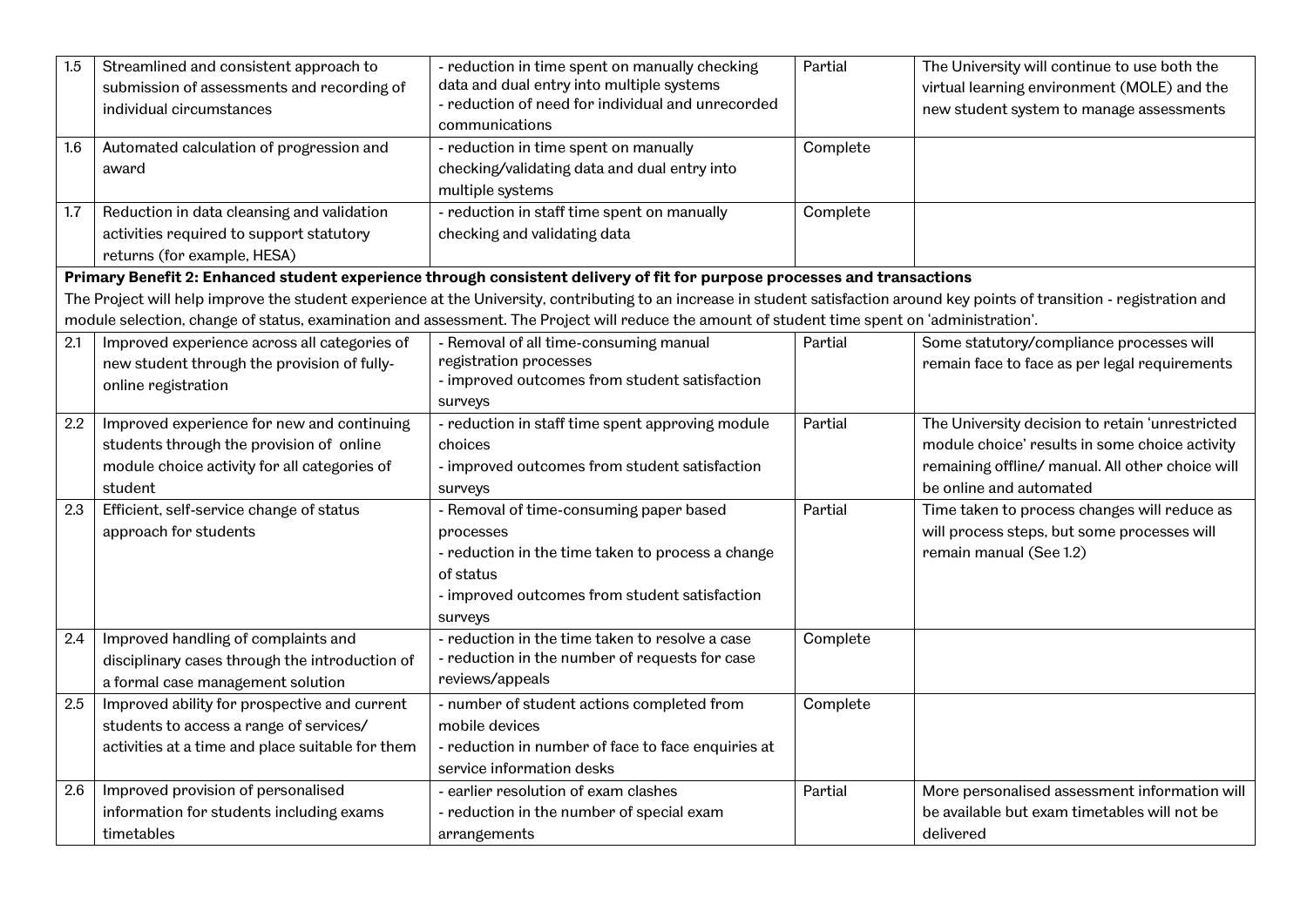| | | | | |
|---|---|---|---|---|
| 1.5 | Streamlined and consistent approach to submission of assessments and recording of individual circumstances | - reduction in time spent on manually checking data and dual entry into multiple systems<br>- reduction of need for individual and unrecorded communications | Partial | The University will continue to use both the virtual learning environment (MOLE) and the new student system to manage assessments |
| 1.6 | Automated calculation of progression and award | - reduction in time spent on manually checking/validating data and dual entry into multiple systems | Complete | |
| 1.7 | Reduction in data cleansing and validation activities required to support statutory returns (for example, HESA) | - reduction in staff time spent on manually checking and validating data | Complete | |
| **Primary Benefit 2: Enhanced student experience through consistent delivery of fit for purpose processes and transactions**<br>The Project will help improve the student experience at the University, contributing to an increase in student satisfaction around key points of transition - registration and module selection, change of status, examination and assessment. The Project will reduce the amount of student time spent on 'administration'. | | | | |
| 2.1 | Improved experience across all categories of new student through the provision of fully-online registration | - Removal of all time-consuming manual registration processes<br>- improved outcomes from student satisfaction surveys | Partial | Some statutory/compliance processes will remain face to face as per legal requirements |
| 2.2 | Improved experience for new and continuing students through the provision of online module choice activity for all categories of student | - reduction in staff time spent approving module choices<br>- improved outcomes from student satisfaction surveys | Partial | The University decision to retain 'unrestricted module choice' results in some choice activity remaining offline/ manual. All other choice will be online and automated |
| 2.3 | Efficient, self-service change of status approach for students | - Removal of time-consuming paper based processes<br>- reduction in the time taken to process a change of status<br>- improved outcomes from student satisfaction surveys | Partial | Time taken to process changes will reduce as will process steps, but some processes will remain manual (See 1.2) |
| 2.4 | Improved handling of complaints and disciplinary cases through the introduction of a formal case management solution | - reduction in the time taken to resolve a case<br>- reduction in the number of requests for case reviews/appeals | Complete | |
| 2.5 | Improved ability for prospective and current students to access a range of services/ activities at a time and place suitable for them | - number of student actions completed from mobile devices<br>- reduction in number of face to face enquiries at service information desks | Complete | |
| 2.6 | Improved provision of personalised information for students including exams timetables | - earlier resolution of exam clashes<br>- reduction in the number of special exam arrangements | Partial | More personalised assessment information will be available but exam timetables will not be delivered |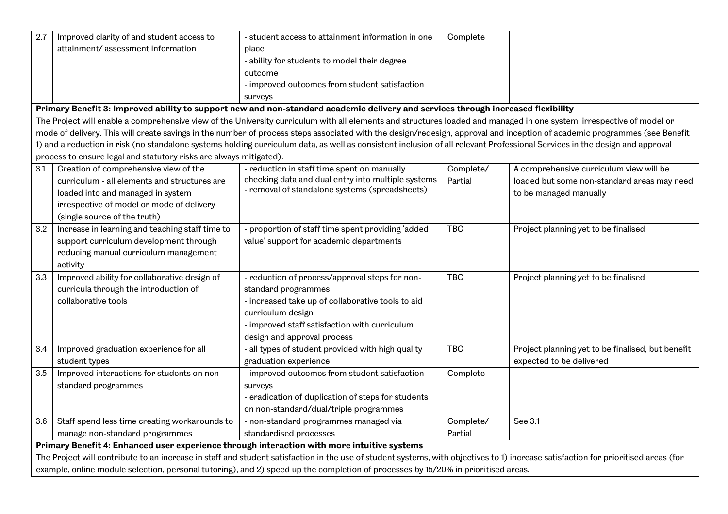| | | | | |
|---|---|---|---|---|
| 2.7 | Improved clarity of and student access to attainment/ assessment information | - student access to attainment information in one place<br>- ability for students to model their degree outcome<br>- improved outcomes from student satisfaction surveys | Complete | |
| **Primary Benefit 3: Improved ability to support new and non-standard academic delivery and services through increased flexibility**<br>The Project will enable a comprehensive view of the University curriculum with all elements and structures loaded and managed in one system, irrespective of model or mode of delivery. This will create savings in the number of process steps associated with the design/redesign, approval and inception of academic programmes (see Benefit 1) and a reduction in risk (no standalone systems holding curriculum data, as well as consistent inclusion of all relevant Professional Services in the design and approval process to ensure legal and statutory risks are always mitigated). | | | | |
| 3.1 | Creation of comprehensive view of the curriculum - all elements and structures are loaded into and managed in system irrespective of model or mode of delivery (single source of the truth) | - reduction in staff time spent on manually checking data and dual entry into multiple systems<br>- removal of standalone systems (spreadsheets) | Complete/ Partial | A comprehensive curriculum view will be loaded but some non-standard areas may need to be managed manually |
| 3.2 | Increase in learning and teaching staff time to support curriculum development through reducing manual curriculum management activity | - proportion of staff time spent providing 'added value' support for academic departments | TBC | Project planning yet to be finalised |
| 3.3 | Improved ability for collaborative design of curricula through the introduction of collaborative tools | - reduction of process/approval steps for non-standard programmes<br>- increased take up of collaborative tools to aid curriculum design<br>- improved staff satisfaction with curriculum design and approval process | TBC | Project planning yet to be finalised |
| 3.4 | Improved graduation experience for all student types | - all types of student provided with high quality graduation experience | TBC | Project planning yet to be finalised, but benefit expected to be delivered |
| 3.5 | Improved interactions for students on non-standard programmes | - improved outcomes from student satisfaction surveys<br>- eradication of duplication of steps for students on non-standard/dual/triple programmes | Complete | |
| 3.6 | Staff spend less time creating workarounds to manage non-standard programmes | - non-standard programmes managed via standardised processes | Complete/ Partial | See 3.1 |
| **Primary Benefit 4: Enhanced user experience through interaction with more intuitive systems**<br>The Project will contribute to an increase in staff and student satisfaction in the use of student systems, with objectives to 1) increase satisfaction for prioritised areas (for example, online module selection, personal tutoring), and 2) speed up the completion of processes by 15/20% in prioritised areas. | | | | |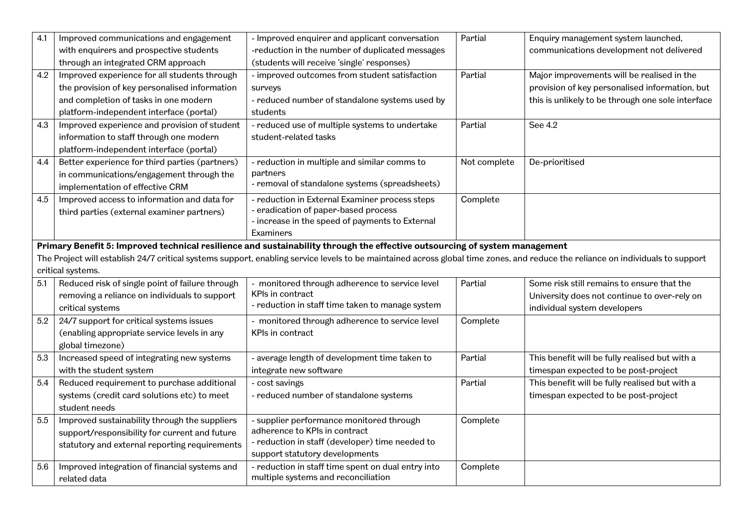| | | | | |
|---|---|---|---|---|
| 4.1 | Improved communications and engagement with enquirers and prospective students through an integrated CRM approach | - Improved enquirer and applicant conversation<br>-reduction in the number of duplicated messages (students will receive 'single' responses) | Partial | Enquiry management system launched, communications development not delivered |
| 4.2 | Improved experience for all students through the provision of key personalised information and completion of tasks in one modern platform-independent interface (portal) | - improved outcomes from student satisfaction surveys<br>- reduced number of standalone systems used by students | Partial | Major improvements will be realised in the provision of key personalised information, but this is unlikely to be through one sole interface |
| 4.3 | Improved experience and provision of student information to staff through one modern platform-independent interface (portal) | - reduced use of multiple systems to undertake student-related tasks | Partial | See 4.2 |
| 4.4 | Better experience for third parties (partners) in communications/engagement through the implementation of effective CRM | - reduction in multiple and similar comms to partners<br>- removal of standalone systems (spreadsheets) | Not complete | De-prioritised |
| 4.5 | Improved access to information and data for third parties (external examiner partners) | - reduction in External Examiner process steps<br>- eradication of paper-based process<br>- increase in the speed of payments to External Examiners | Complete | |
| **Primary Benefit 5: Improved technical resilience and sustainability through the effective outsourcing of system management**<br>The Project will establish 24/7 critical systems support, enabling service levels to be maintained across global time zones, and reduce the reliance on individuals to support critical systems. | | | | |
| 5.1 | Reduced risk of single point of failure through removing a reliance on individuals to support critical systems | - monitored through adherence to service level KPIs in contract<br>- reduction in staff time taken to manage system | Partial | Some risk still remains to ensure that the University does not continue to over-rely on individual system developers |
| 5.2 | 24/7 support for critical systems issues (enabling appropriate service levels in any global timezone) | - monitored through adherence to service level KPIs in contract | Complete | |
| 5.3 | Increased speed of integrating new systems with the student system | - average length of development time taken to integrate new software | Partial | This benefit will be fully realised but with a timespan expected to be post-project |
| 5.4 | Reduced requirement to purchase additional systems (credit card solutions etc) to meet student needs | - cost savings<br>- reduced number of standalone systems | Partial | This benefit will be fully realised but with a timespan expected to be post-project |
| 5.5 | Improved sustainability through the suppliers support/responsibility for current and future statutory and external reporting requirements | - supplier performance monitored through adherence to KPIs in contract<br>- reduction in staff (developer) time needed to support statutory developments | Complete | |
| 5.6 | Improved integration of financial systems and related data | - reduction in staff time spent on dual entry into multiple systems and reconciliation | Complete | |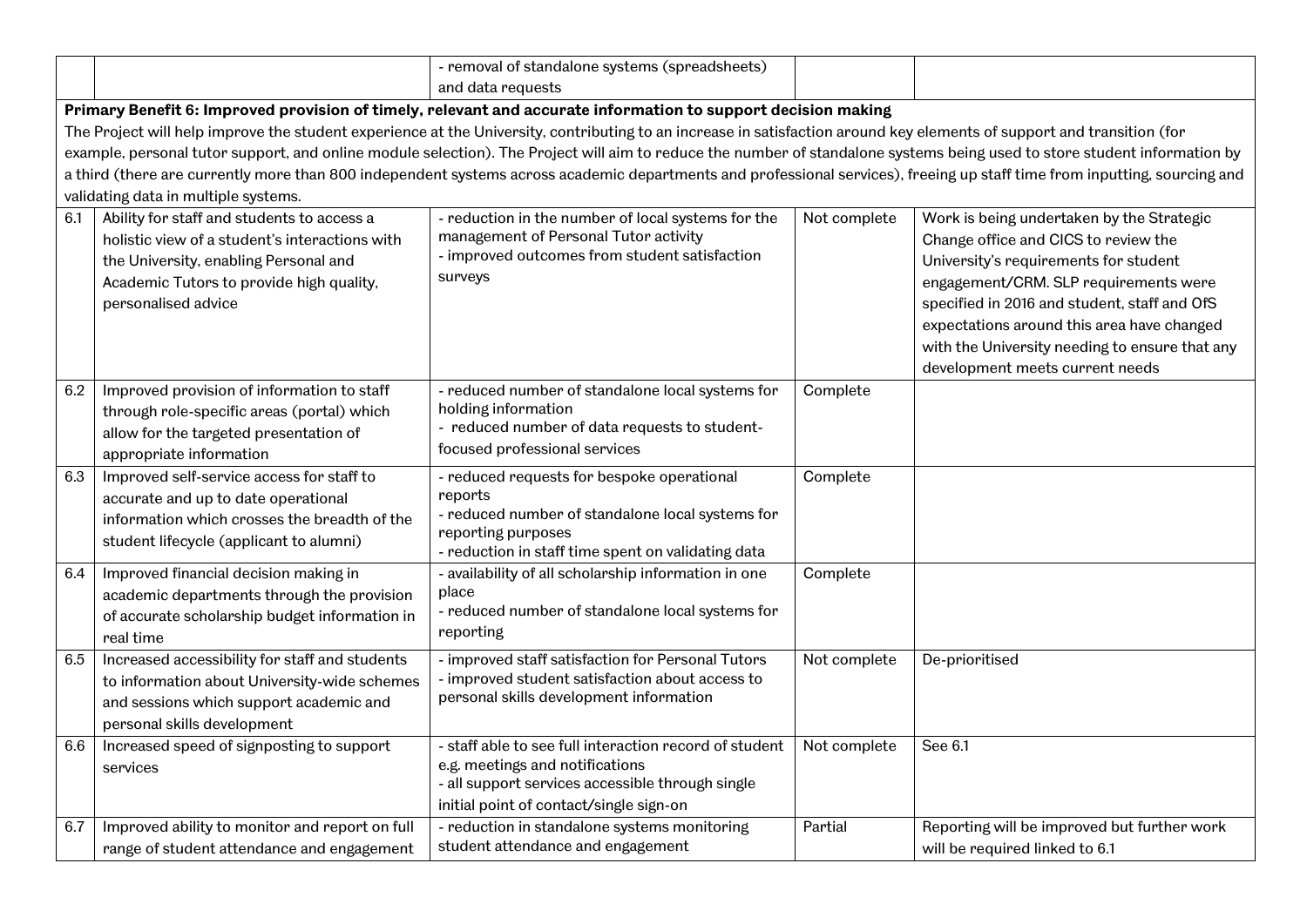| | | - removal of standalone systems (spreadsheets) and data requests | | |
|---|---|---|---|---|
| **Primary Benefit 6: Improved provision of timely, relevant and accurate information to support decision making**<br>The Project will help improve the student experience at the University, contributing to an increase in satisfaction around key elements of support and transition (for example, personal tutor support, and online module selection). The Project will aim to reduce the number of standalone systems being used to store student information by a third (there are currently more than 800 independent systems across academic departments and professional services), freeing up staff time from inputting, sourcing and validating data in multiple systems. | | | | |
| 6.1 | Ability for staff and students to access a holistic view of a student's interactions with the University, enabling Personal and Academic Tutors to provide high quality, personalised advice | - reduction in the number of local systems for the management of Personal Tutor activity<br>- improved outcomes from student satisfaction surveys | Not complete | Work is being undertaken by the Strategic Change office and CICS to review the University's requirements for student engagement/CRM. SLP requirements were specified in 2016 and student, staff and OfS expectations around this area have changed with the University needing to ensure that any development meets current needs |
| 6.2 | Improved provision of information to staff through role-specific areas (portal) which allow for the targeted presentation of appropriate information | - reduced number of standalone local systems for holding information<br>- reduced number of data requests to student-focused professional services | Complete | |
| 6.3 | Improved self-service access for staff to accurate and up to date operational information which crosses the breadth of the student lifecycle (applicant to alumni) | - reduced requests for bespoke operational reports<br>- reduced number of standalone local systems for reporting purposes<br>- reduction in staff time spent on validating data | Complete | |
| 6.4 | Improved financial decision making in academic departments through the provision of accurate scholarship budget information in real time | - availability of all scholarship information in one place<br>- reduced number of standalone local systems for reporting | Complete | |
| 6.5 | Increased accessibility for staff and students to information about University-wide schemes and sessions which support academic and personal skills development | - improved staff satisfaction for Personal Tutors<br>- improved student satisfaction about access to personal skills development information | Not complete | De-prioritised |
| 6.6 | Increased speed of signposting to support services | - staff able to see full interaction record of student e.g. meetings and notifications<br>- all support services accessible through single initial point of contact/single sign-on | Not complete | See 6.1 |
| 6.7 | Improved ability to monitor and report on full range of student attendance and engagement | - reduction in standalone systems monitoring student attendance and engagement | Partial | Reporting will be improved but further work will be required linked to 6.1 |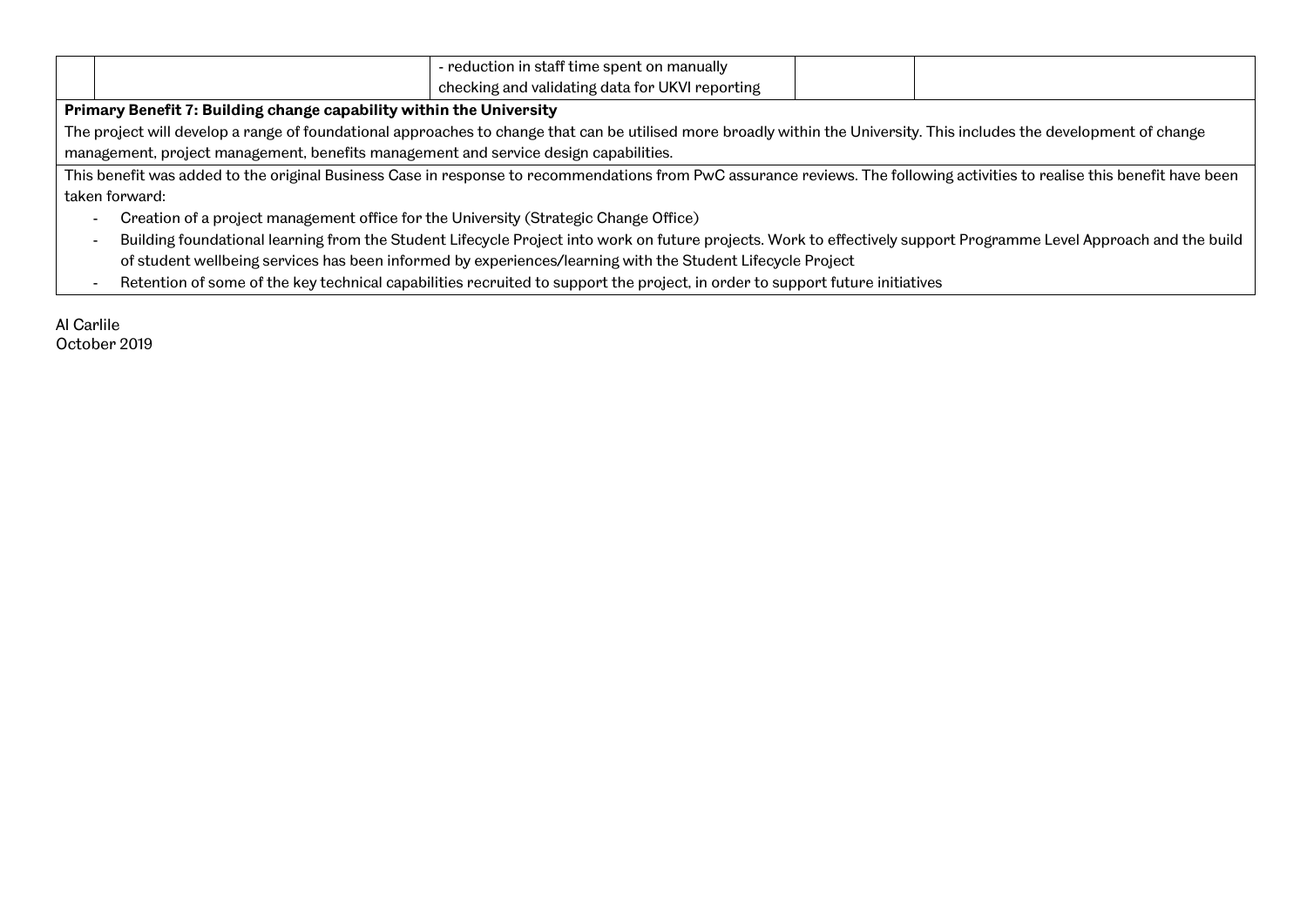| | | | | |
|---|---|---|---|---|
| | | - reduction in staff time spent on manually checking and validating data for UKVI reporting | | |

**Primary Benefit 7: Building change capability within the University**

The project will develop a range of foundational approaches to change that can be utilised more broadly within the University. This includes the development of change management, project management, benefits management and service design capabilities.

This benefit was added to the original Business Case in response to recommendations from PwC assurance reviews. The following activities to realise this benefit have been taken forward:

- Creation of a project management office for the University (Strategic Change Office)
- Building foundational learning from the Student Lifecycle Project into work on future projects. Work to effectively support Programme Level Approach and the build of student wellbeing services has been informed by experiences/learning with the Student Lifecycle Project
- Retention of some of the key technical capabilities recruited to support the project, in order to support future initiatives

Al Carlile
October 2019